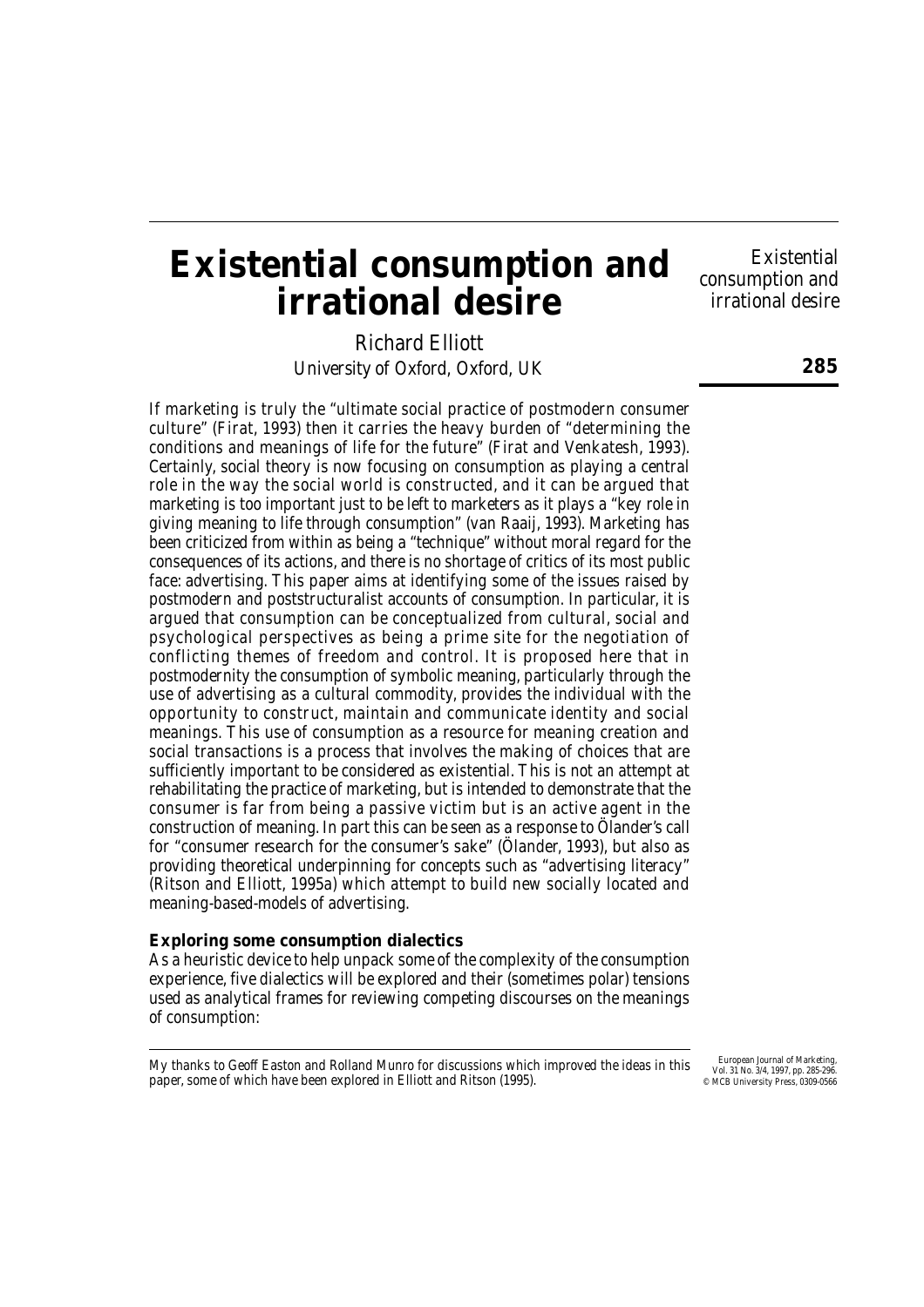# Existential consumption and irrational desire

Richard Elliott
University of Oxford, Oxford, UK

If marketing is truly the "ultimate social practice of postmodern consumer culture" (Firat, 1993) then it carries the heavy burden of "determining the conditions and meanings of life for the future" (Firat and Venkatesh, 1993). Certainly, social theory is now focusing on consumption as playing a central role in the way the social world is constructed, and it can be argued that marketing is too important just to be left to marketers as it plays a "key role in giving meaning to life through consumption" (van Raaij, 1993). Marketing has been criticized from within as being a "technique" without moral regard for the consequences of its actions, and there is no shortage of critics of its most public face: advertising. This paper aims at identifying some of the issues raised by postmodern and poststructuralist accounts of consumption. In particular, it is argued that consumption can be conceptualized from cultural, social and psychological perspectives as being a prime site for the negotiation of conflicting themes of freedom and control. It is proposed here that in postmodernity the consumption of symbolic meaning, particularly through the use of advertising as a cultural commodity, provides the individual with the opportunity to construct, maintain and communicate identity and social meanings. This use of consumption as a resource for meaning creation and social transactions is a process that involves the making of choices that are sufficiently important to be considered as existential. This is not an attempt at rehabilitating the practice of marketing, but is intended to demonstrate that the consumer is far from being a passive victim but is an active agent in the construction of meaning. In part this can be seen as a response to Ölander's call for "consumer research for the consumer's sake" (Ölander, 1993), but also as providing theoretical underpinning for concepts such as "advertising literacy" (Ritson and Elliott, 1995a) which attempt to build new socially located and meaning-based-models of advertising.

## Exploring some consumption dialectics

As a heuristic device to help unpack some of the complexity of the consumption experience, five dialectics will be explored and their (sometimes polar) tensions used as analytical frames for reviewing competing discourses on the meanings of consumption:

My thanks to Geoff Easton and Rolland Munro for discussions which improved the ideas in this paper, some of which have been explored in Elliott and Ritson (1995).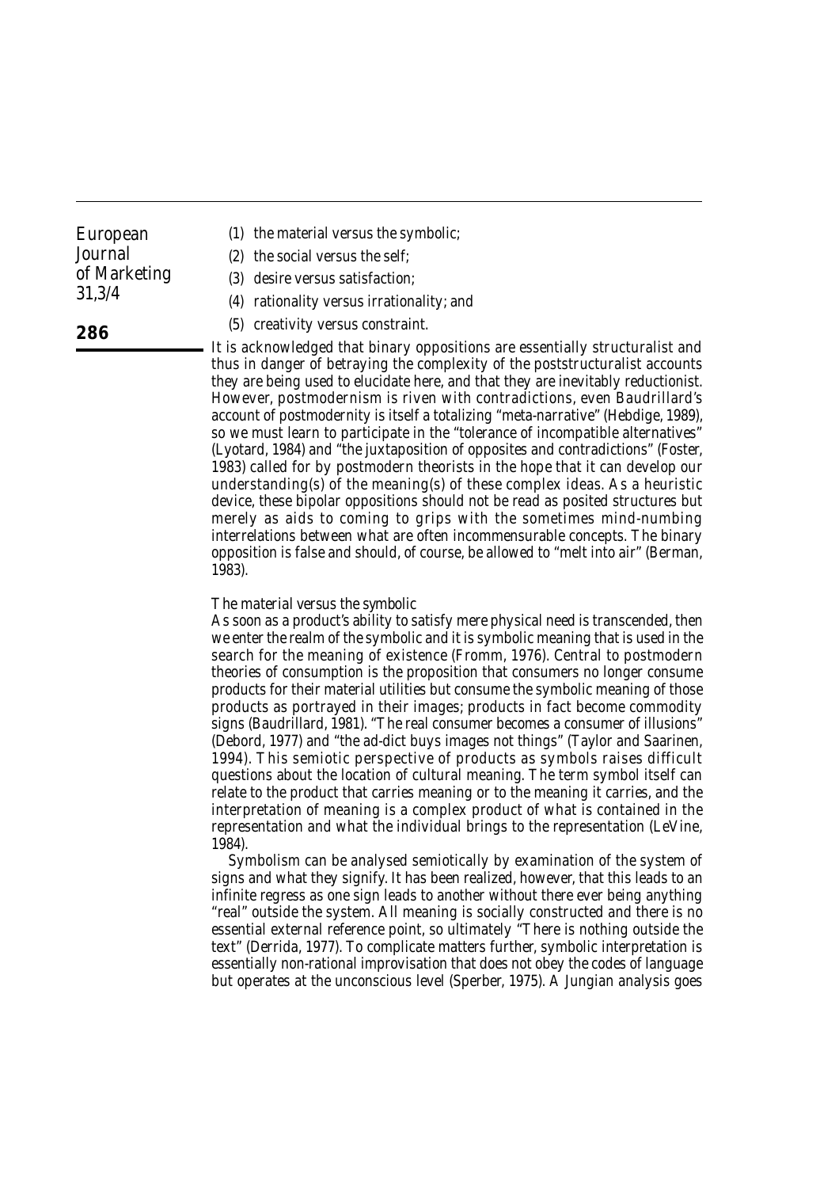(1) the material versus the symbolic;
(2) the social versus the self;
(3) desire versus satisfaction;
(4) rationality versus irrationality; and
(5) creativity versus constraint.

It is acknowledged that binary oppositions are essentially structuralist and thus in danger of betraying the complexity of the poststructuralist accounts they are being used to elucidate here, and that they are inevitably reductionist. However, postmodernism is riven with contradictions, even Baudrillard's account of postmodernity is itself a totalizing "meta-narrative" (Hebdige, 1989), so we must learn to participate in the "tolerance of incompatible alternatives" (Lyotard, 1984) and "the juxtaposition of opposites and contradictions" (Foster, 1983) called for by postmodern theorists in the hope that it can develop our understanding(s) of the meaning(s) of these complex ideas. As a heuristic device, these bipolar oppositions should not be read as posited structures but merely as aids to coming to grips with the sometimes mind-numbing interrelations between what are often incommensurable concepts. The binary opposition is false and should, of course, be allowed to "melt into air" (Berman, 1983).

### The material versus the symbolic

As soon as a product's ability to satisfy mere physical need is transcended, then we enter the realm of the symbolic and it is symbolic meaning that is used in the search for the meaning of existence (Fromm, 1976). Central to postmodern theories of consumption is the proposition that consumers no longer consume products for their material utilities but consume the symbolic meaning of those products as portrayed in their images; products in fact become commodity signs (Baudrillard, 1981). "The real consumer becomes a consumer of illusions" (Debord, 1977) and "the ad-dict buys images not things" (Taylor and Saarinen, 1994). This semiotic perspective of products as symbols raises difficult questions about the location of cultural meaning. The term symbol itself can relate to the product that carries meaning or to the meaning it carries, and the interpretation of meaning is a complex product of what is contained in the representation and what the individual brings to the representation (LeVine, 1984).

Symbolism can be analysed semiotically by examination of the system of signs and what they signify. It has been realized, however, that this leads to an infinite regress as one sign leads to another without there ever being anything "real" outside the system. All meaning is socially constructed and there is no essential external reference point, so ultimately "There is nothing outside the text" (Derrida, 1977). To complicate matters further, symbolic interpretation is essentially non-rational improvisation that does not obey the codes of language but operates at the unconscious level (Sperber, 1975). A Jungian analysis goes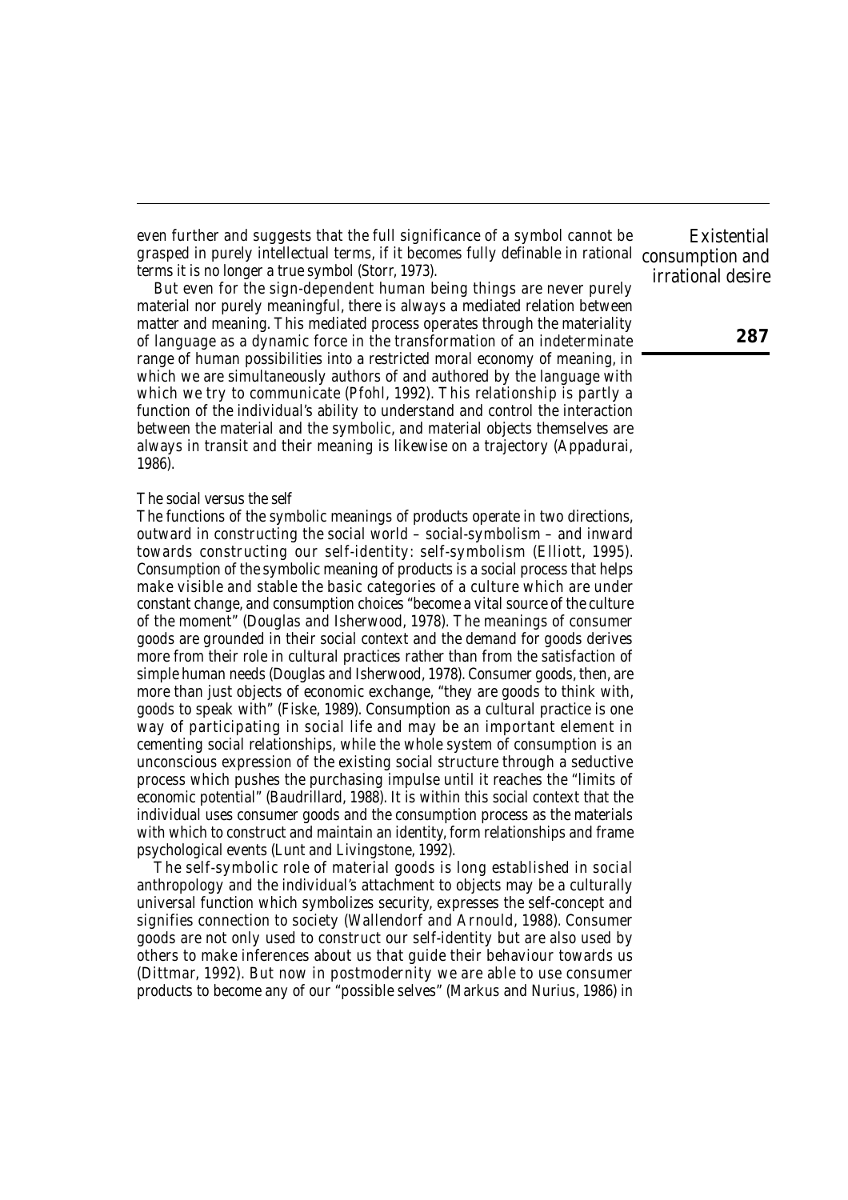even further and suggests that the full significance of a symbol cannot be grasped in purely intellectual terms, if it becomes fully definable in rational terms it is no longer a true symbol (Storr, 1973).

But even for the sign-dependent human being things are never purely material nor purely meaningful, there is always a mediated relation between matter and meaning. This mediated process operates through the materiality of language as a dynamic force in the transformation of an indeterminate range of human possibilities into a restricted moral economy of meaning, in which we are simultaneously authors of and authored by the language with which we try to communicate (Pfohl, 1992). This relationship is partly a function of the individual's ability to understand and control the interaction between the material and the symbolic, and material objects themselves are always in transit and their meaning is likewise on a trajectory (Appadurai, 1986).

### The social versus the self

The functions of the symbolic meanings of products operate in two directions, outward in constructing the social world – social-symbolism – and inward towards constructing our self-identity: self-symbolism (Elliott, 1995). Consumption of the symbolic meaning of products is a social process that helps make visible and stable the basic categories of a culture which are under constant change, and consumption choices "become a vital source of the culture of the moment" (Douglas and Isherwood, 1978). The meanings of consumer goods are grounded in their social context and the demand for goods derives more from their role in cultural practices rather than from the satisfaction of simple human needs (Douglas and Isherwood, 1978). Consumer goods, then, are more than just objects of economic exchange, "they are goods to think with, goods to speak with" (Fiske, 1989). Consumption as a cultural practice is one way of participating in social life and may be an important element in cementing social relationships, while the whole system of consumption is an unconscious expression of the existing social structure through a seductive process which pushes the purchasing impulse until it reaches the "limits of economic potential" (Baudrillard, 1988). It is within this social context that the individual uses consumer goods and the consumption process as the materials with which to construct and maintain an identity, form relationships and frame psychological events (Lunt and Livingstone, 1992).

The self-symbolic role of material goods is long established in social anthropology and the individual's attachment to objects may be a culturally universal function which symbolizes security, expresses the self-concept and signifies connection to society (Wallendorf and Arnould, 1988). Consumer goods are not only used to construct our self-identity but are also used by others to make inferences about us that guide their behaviour towards us (Dittmar, 1992). But now in postmodernity we are able to use consumer products to become any of our "possible selves" (Markus and Nurius, 1986) in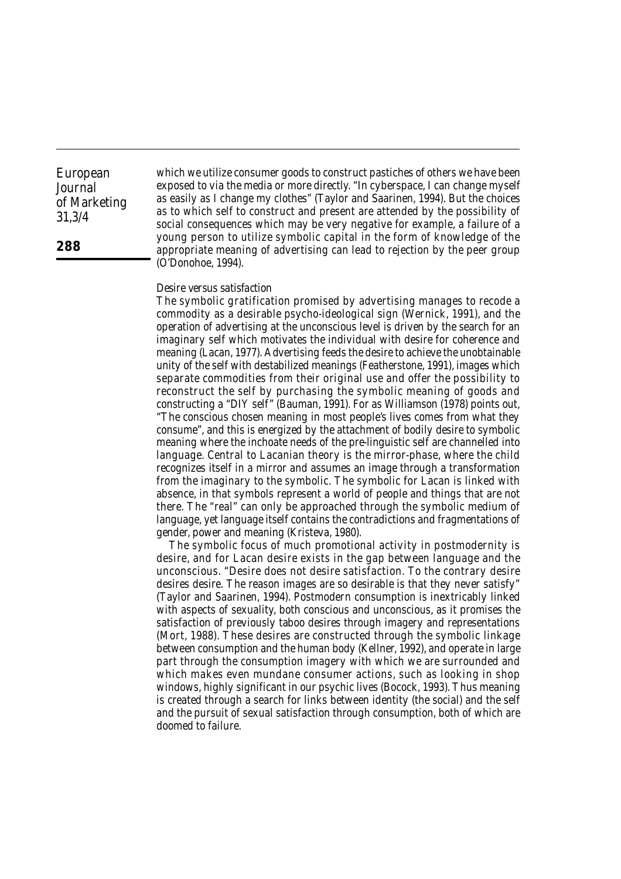which we utilize consumer goods to construct pastiches of others we have been exposed to via the media or more directly. "In cyberspace, I can change myself as easily as I change my clothes" (Taylor and Saarinen, 1994). But the choices as to which self to construct and present are attended by the possibility of social consequences which may be very negative for example, a failure of a young person to utilize symbolic capital in the form of knowledge of the appropriate meaning of advertising can lead to rejection by the peer group (O'Donohoe, 1994).

### Desire versus satisfaction

The symbolic gratification promised by advertising manages to recode a commodity as a desirable psycho-ideological sign (Wernick, 1991), and the operation of advertising at the unconscious level is driven by the search for an imaginary self which motivates the individual with desire for coherence and meaning (Lacan, 1977). Advertising feeds the desire to achieve the unobtainable unity of the self with destabilized meanings (Featherstone, 1991), images which separate commodities from their original use and offer the possibility to reconstruct the self by purchasing the symbolic meaning of goods and constructing a "DIY self" (Bauman, 1991). For as Williamson (1978) points out, "The conscious chosen meaning in most people's lives comes from what they consume", and this is energized by the attachment of bodily desire to symbolic meaning where the inchoate needs of the pre-linguistic self are channelled into language. Central to Lacanian theory is the mirror-phase, where the child recognizes itself in a mirror and assumes an image through a transformation from the imaginary to the symbolic. The symbolic for Lacan is linked with absence, in that symbols represent a world of people and things that are not there. The "real" can only be approached through the symbolic medium of language, yet language itself contains the contradictions and fragmentations of gender, power and meaning (Kristeva, 1980).

The symbolic focus of much promotional activity in postmodernity is desire, and for Lacan desire exists in the gap between language and the unconscious. "Desire does not desire satisfaction. To the contrary desire desires desire. The reason images are so desirable is that they never satisfy" (Taylor and Saarinen, 1994). Postmodern consumption is inextricably linked with aspects of sexuality, both conscious and unconscious, as it promises the satisfaction of previously taboo desires through imagery and representations (Mort, 1988). These desires are constructed through the symbolic linkage between consumption and the human body (Kellner, 1992), and operate in large part through the consumption imagery with which we are surrounded and which makes even mundane consumer actions, such as looking in shop windows, highly significant in our psychic lives (Bocock, 1993). Thus meaning is created through a search for links between identity (the social) and the self and the pursuit of sexual satisfaction through consumption, both of which are doomed to failure.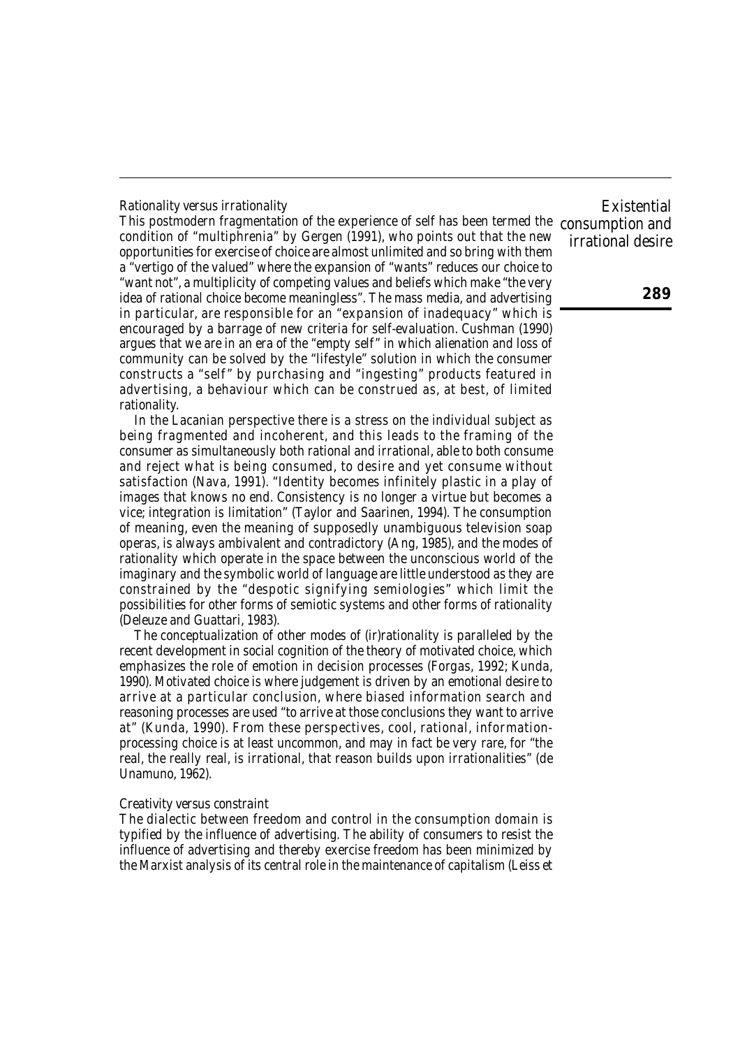*Rationality versus irrationality*

This postmodern fragmentation of the experience of self has been termed the condition of "multiphrenia" by Gergen (1991), who points out that the new opportunities for exercise of choice are almost unlimited and so bring with them a "vertigo of the valued" where the expansion of "wants" reduces our choice to "want not", a multiplicity of competing values and beliefs which make "the very idea of rational choice become meaningless". The mass media, and advertising in particular, are responsible for an "expansion of inadequacy" which is encouraged by a barrage of new criteria for self-evaluation. Cushman (1990) argues that we are in an era of the "empty self" in which alienation and loss of community can be solved by the "lifestyle" solution in which the consumer constructs a "self" by purchasing and "ingesting" products featured in advertising, a behaviour which can be construed as, at best, of limited rationality.

In the Lacanian perspective there is a stress on the individual subject as being fragmented and incoherent, and this leads to the framing of the consumer as simultaneously both rational and irrational, able to both consume and reject what is being consumed, to desire and yet consume without satisfaction (Nava, 1991). "Identity becomes infinitely plastic in a play of images that knows no end. Consistency is no longer a virtue but becomes a vice; integration is limitation" (Taylor and Saarinen, 1994). The consumption of meaning, even the meaning of supposedly unambiguous television soap operas, is always ambivalent and contradictory (Ang, 1985), and the modes of rationality which operate in the space between the unconscious world of the imaginary and the symbolic world of language are little understood as they are constrained by the "despotic signifying semiologies" which limit the possibilities for other forms of semiotic systems and other forms of rationality (Deleuze and Guattari, 1983).

The conceptualization of other modes of (ir)rationality is paralleled by the recent development in social cognition of the theory of motivated choice, which emphasizes the role of emotion in decision processes (Forgas, 1992; Kunda, 1990). Motivated choice is where judgement is driven by an emotional desire to arrive at a particular conclusion, where biased information search and reasoning processes are used "to arrive at those conclusions they want to arrive at" (Kunda, 1990). From these perspectives, cool, rational, information-processing choice is at least uncommon, and may in fact be very rare, for "the real, the really real, is irrational, that reason builds upon irrationalities" (de Unamuno, 1962).

*Creativity versus constraint*

The dialectic between freedom and control in the consumption domain is typified by the influence of advertising. The ability of consumers to resist the influence of advertising and thereby exercise freedom has been minimized by the Marxist analysis of its central role in the maintenance of capitalism (Leiss et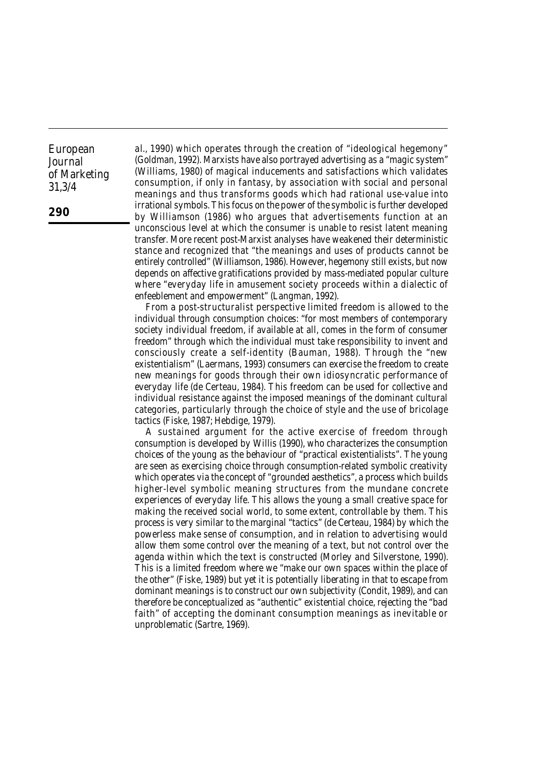al., 1990) which operates through the creation of "ideological hegemony" (Goldman, 1992). Marxists have also portrayed advertising as a "magic system" (Williams, 1980) of magical inducements and satisfactions which validates consumption, if only in fantasy, by association with social and personal meanings and thus transforms goods which had rational use-value into irrational symbols. This focus on the power of the symbolic is further developed by Williamson (1986) who argues that advertisements function at an unconscious level at which the consumer is unable to resist latent meaning transfer. More recent post-Marxist analyses have weakened their deterministic stance and recognized that "the meanings and uses of products cannot be entirely controlled" (Williamson, 1986). However, hegemony still exists, but now depends on affective gratifications provided by mass-mediated popular culture where "everyday life in amusement society proceeds within a dialectic of enfeeblement and empowerment" (Langman, 1992).

From a post-structuralist perspective limited freedom is allowed to the individual through consumption choices: "for most members of contemporary society individual freedom, if available at all, comes in the form of consumer freedom" through which the individual must take responsibility to invent and consciously create a self-identity (Bauman, 1988). Through the "new existentialism" (Laermans, 1993) consumers can exercise the freedom to create new meanings for goods through their own idiosyncratic performance of everyday life (de Certeau, 1984). This freedom can be used for collective and individual resistance against the imposed meanings of the dominant cultural categories, particularly through the choice of style and the use of bricolage tactics (Fiske, 1987; Hebdige, 1979).

A sustained argument for the active exercise of freedom through consumption is developed by Willis (1990), who characterizes the consumption choices of the young as the behaviour of "practical existentialists". The young are seen as exercising choice through consumption-related symbolic creativity which operates via the concept of "grounded aesthetics", a process which builds higher-level symbolic meaning structures from the mundane concrete experiences of everyday life. This allows the young a small creative space for making the received social world, to some extent, controllable by them. This process is very similar to the marginal "tactics" (de Certeau, 1984) by which the powerless make sense of consumption, and in relation to advertising would allow them some control over the meaning of a text, but not control over the agenda within which the text is constructed (Morley and Silverstone, 1990). This is a limited freedom where we "make our own spaces within the place of the other" (Fiske, 1989) but yet it is potentially liberating in that to escape from dominant meanings is to construct our own subjectivity (Condit, 1989), and can therefore be conceptualized as "authentic" existential choice, rejecting the "bad faith" of accepting the dominant consumption meanings as inevitable or unproblematic (Sartre, 1969).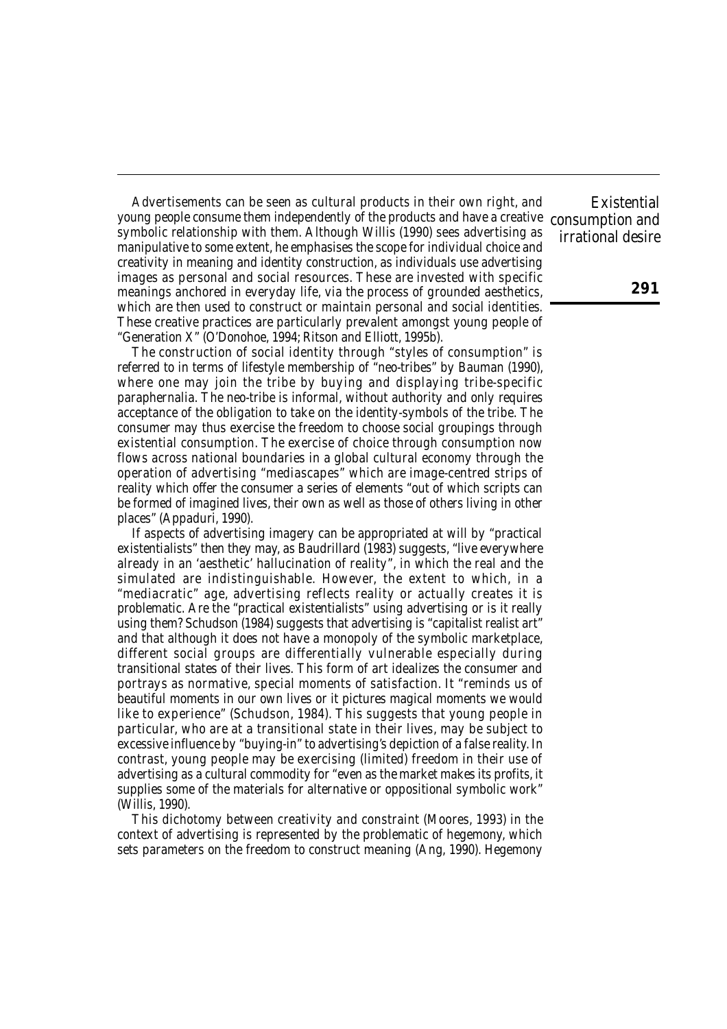Advertisements can be seen as cultural products in their own right, and young people consume them independently of the products and have a creative symbolic relationship with them. Although Willis (1990) sees advertising as manipulative to some extent, he emphasises the scope for individual choice and creativity in meaning and identity construction, as individuals use advertising images as personal and social resources. These are invested with specific meanings anchored in everyday life, via the process of grounded aesthetics, which are then used to construct or maintain personal and social identities. These creative practices are particularly prevalent amongst young people of "Generation X" (O'Donohoe, 1994; Ritson and Elliott, 1995b).

The construction of social identity through "styles of consumption" is referred to in terms of lifestyle membership of "neo-tribes" by Bauman (1990), where one may join the tribe by buying and displaying tribe-specific paraphernalia. The neo-tribe is informal, without authority and only requires acceptance of the obligation to take on the identity-symbols of the tribe. The consumer may thus exercise the freedom to choose social groupings through existential consumption. The exercise of choice through consumption now flows across national boundaries in a global cultural economy through the operation of advertising "mediascapes" which are image-centred strips of reality which offer the consumer a series of elements "out of which scripts can be formed of imagined lives, their own as well as those of others living in other places" (Appaduri, 1990).

If aspects of advertising imagery can be appropriated at will by "practical existentialists" then they may, as Baudrillard (1983) suggests, "live everywhere already in an 'aesthetic' hallucination of reality", in which the real and the simulated are indistinguishable. However, the extent to which, in a "mediacratic" age, advertising reflects reality or actually creates it is problematic. Are the "practical existentialists" using advertising or is it really using them? Schudson (1984) suggests that advertising is "capitalist realist art" and that although it does not have a monopoly of the symbolic marketplace, different social groups are differentially vulnerable especially during transitional states of their lives. This form of art idealizes the consumer and portrays as normative, special moments of satisfaction. It "reminds us of beautiful moments in our own lives or it pictures magical moments we would like to experience" (Schudson, 1984). This suggests that young people in particular, who are at a transitional state in their lives, may be subject to excessive influence by "buying-in" to advertising's depiction of a false reality. In contrast, young people may be exercising (limited) freedom in their use of advertising as a cultural commodity for "even as the market makes its profits, it supplies some of the materials for alternative or oppositional symbolic work" (Willis, 1990).

This dichotomy between creativity and constraint (Moores, 1993) in the context of advertising is represented by the problematic of hegemony, which sets parameters on the freedom to construct meaning (Ang, 1990). Hegemony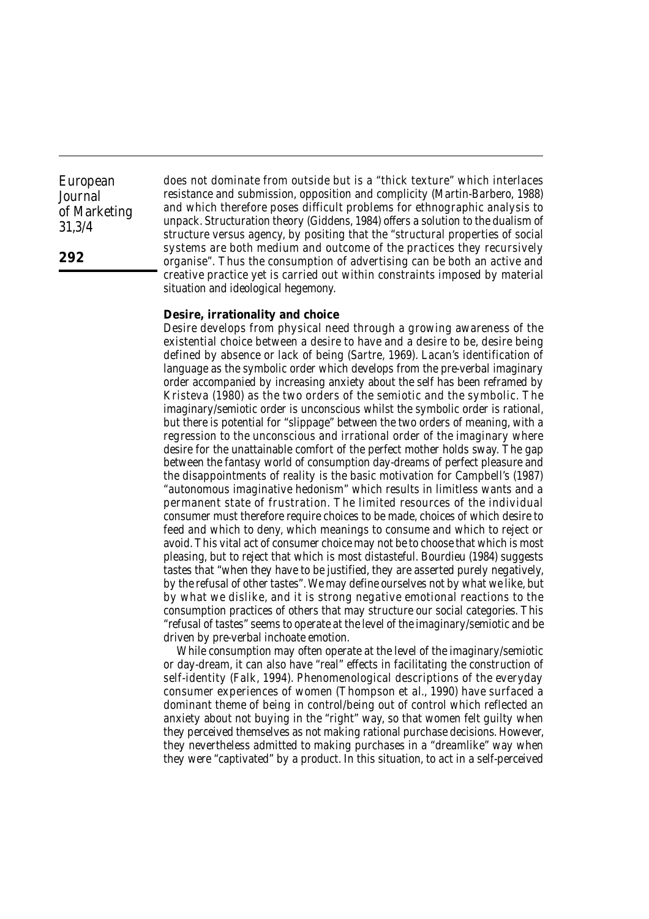does not dominate from outside but is a "thick texture" which interlaces resistance and submission, opposition and complicity (Martin-Barbero, 1988) and which therefore poses difficult problems for ethnographic analysis to unpack. Structuration theory (Giddens, 1984) offers a solution to the dualism of structure versus agency, by positing that the "structural properties of social systems are both medium and outcome of the practices they recursively organise". Thus the consumption of advertising can be both an active and creative practice yet is carried out within constraints imposed by material situation and ideological hegemony.

### Desire, irrationality and choice

Desire develops from physical need through a growing awareness of the existential choice between a desire to have and a desire to be, desire being defined by absence or lack of being (Sartre, 1969). Lacan's identification of language as the symbolic order which develops from the pre-verbal imaginary order accompanied by increasing anxiety about the self has been reframed by Kristeva (1980) as the two orders of the semiotic and the symbolic. The imaginary/semiotic order is unconscious whilst the symbolic order is rational, but there is potential for "slippage" between the two orders of meaning, with a regression to the unconscious and irrational order of the imaginary where desire for the unattainable comfort of the perfect mother holds sway. The gap between the fantasy world of consumption day-dreams of perfect pleasure and the disappointments of reality is the basic motivation for Campbell's (1987) "autonomous imaginative hedonism" which results in limitless wants and a permanent state of frustration. The limited resources of the individual consumer must therefore require choices to be made, choices of which desire to feed and which to deny, which meanings to consume and which to reject or avoid. This vital act of consumer choice may not be to choose that which is most pleasing, but to reject that which is most distasteful. Bourdieu (1984) suggests tastes that "when they have to be justified, they are asserted purely negatively, by the refusal of other tastes". We may define ourselves not by what we like, but by what we dislike, and it is strong negative emotional reactions to the consumption practices of others that may structure our social categories. This "refusal of tastes" seems to operate at the level of the imaginary/semiotic and be driven by pre-verbal inchoate emotion.

While consumption may often operate at the level of the imaginary/semiotic or day-dream, it can also have "real" effects in facilitating the construction of self-identity (Falk, 1994). Phenomenological descriptions of the everyday consumer experiences of women (Thompson *et al.*, 1990) have surfaced a dominant theme of being in control/being out of control which reflected an anxiety about not buying in the "right" way, so that women felt guilty when they perceived themselves as not making rational purchase decisions. However, they nevertheless admitted to making purchases in a "dreamlike" way when they were "captivated" by a product. In this situation, to act in a self-perceived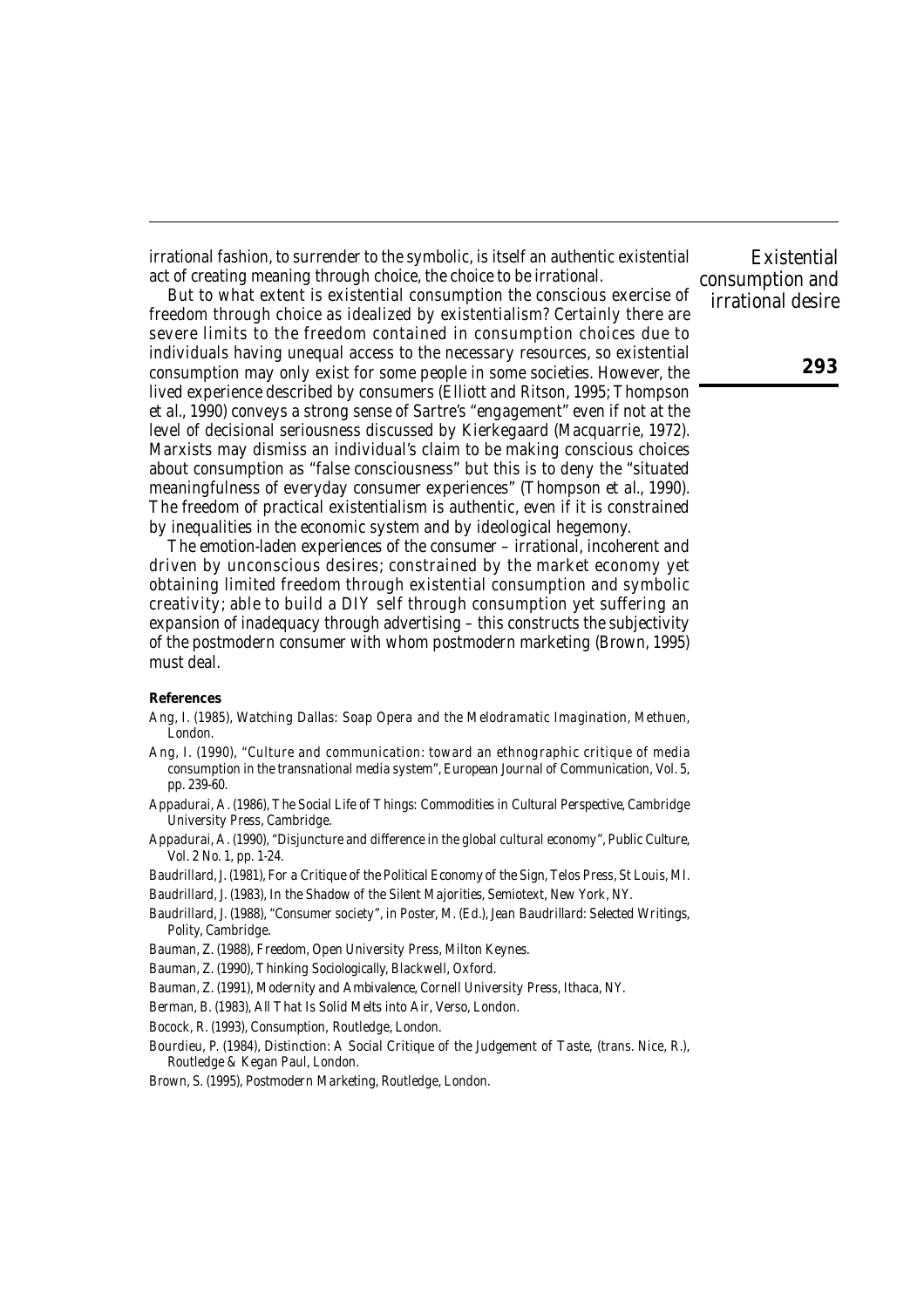irrational fashion, to surrender to the symbolic, is itself an authentic existential act of creating meaning through choice, the choice to be irrational.

But to what extent is existential consumption the conscious exercise of freedom through choice as idealized by existentialism? Certainly there are severe limits to the freedom contained in consumption choices due to individuals having unequal access to the necessary resources, so existential consumption may only exist for some people in some societies. However, the lived experience described by consumers (Elliott and Ritson, 1995; Thompson et al., 1990) conveys a strong sense of Sartre's "engagement" even if not at the level of decisional seriousness discussed by Kierkegaard (Macquarrie, 1972). Marxists may dismiss an individual's claim to be making conscious choices about consumption as "false consciousness" but this is to deny the "situated meaningfulness of everyday consumer experiences" (Thompson et al., 1990). The freedom of practical existentialism is authentic, even if it is constrained by inequalities in the economic system and by ideological hegemony.

The emotion-laden experiences of the consumer – irrational, incoherent and driven by unconscious desires; constrained by the market economy yet obtaining limited freedom through existential consumption and symbolic creativity; able to build a DIY self through consumption yet suffering an expansion of inadequacy through advertising – this constructs the subjectivity of the postmodern consumer with whom postmodern marketing (Brown, 1995) must deal.

**References**

Ang, I. (1985), *Watching Dallas: Soap Opera and the Melodramatic Imagination*, Methuen, London.

Ang, I. (1990), "Culture and communication: toward an ethnographic critique of media consumption in the transnational media system", *European Journal of Communication*, Vol. 5, pp. 239-60.

Appadurai, A. (1986), *The Social Life of Things: Commodities in Cultural Perspective*, Cambridge University Press, Cambridge.

Appadurai, A. (1990), "Disjuncture and difference in the global cultural economy", *Public Culture*, Vol. 2 No. 1, pp. 1-24.

Baudrillard, J. (1981), *For a Critique of the Political Economy of the Sign*, Telos Press, St Louis, MI.

Baudrillard, J. (1983), *In the Shadow of the Silent Majorities*, Semiotext, New York, NY.

Baudrillard, J. (1988), "Consumer society", in Poster, M. (Ed.), *Jean Baudrillard: Selected Writings*, Polity, Cambridge.

Bauman, Z. (1988), *Freedom*, Open University Press, Milton Keynes.

Bauman, Z. (1990), *Thinking Sociologically*, Blackwell, Oxford.

Bauman, Z. (1991), *Modernity and Ambivalence*, Cornell University Press, Ithaca, NY.

Berman, B. (1983), *All That Is Solid Melts into Air*, Verso, London.

Bocock, R. (1993), *Consumption*, Routledge, London.

Bourdieu, P. (1984), *Distinction: A Social Critique of the Judgement of Taste*, (trans. Nice, R.), Routledge & Kegan Paul, London.

Brown, S. (1995), *Postmodern Marketing*, Routledge, London.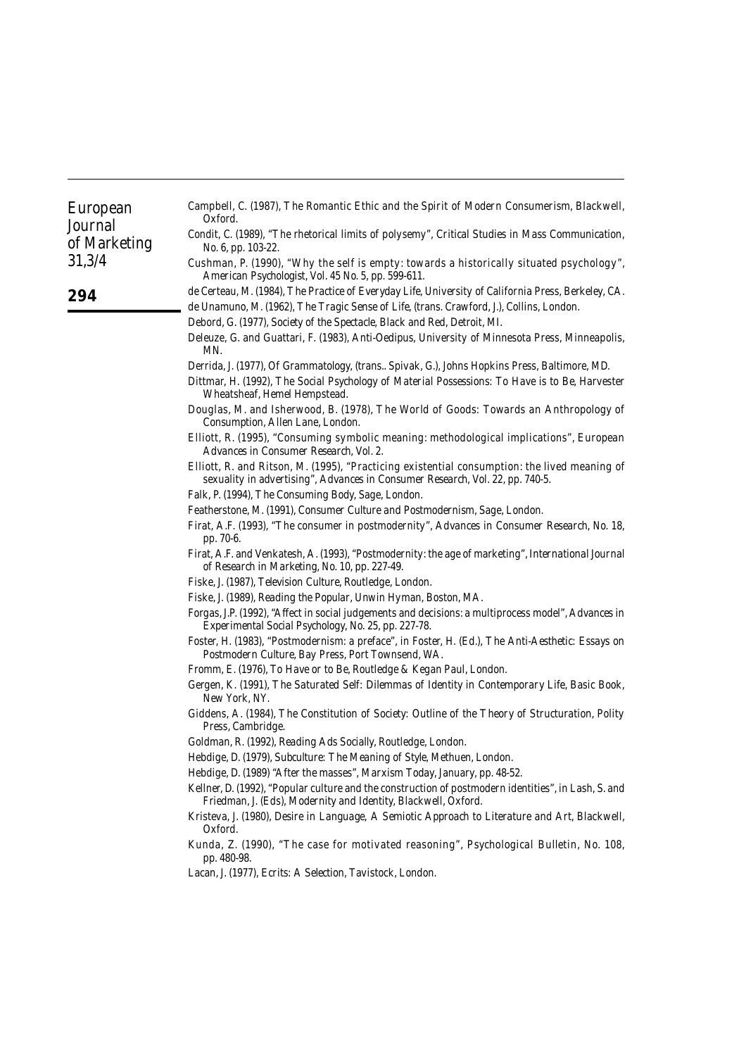Campbell, C. (1987), *The Romantic Ethic and the Spirit of Modern Consumerism*, Blackwell, Oxford.

Condit, C. (1989), "The rhetorical limits of polysemy", *Critical Studies in Mass Communication*, No. 6, pp. 103-22.

Cushman, P. (1990), "Why the self is empty: towards a historically situated psychology", *American Psychologist*, Vol. 45 No. 5, pp. 599-611.

de Certeau, M. (1984), *The Practice of Everyday Life*, University of California Press, Berkeley, CA.

de Unamuno, M. (1962), *The Tragic Sense of Life*, (trans. Crawford, J.), Collins, London.

Debord, G. (1977), *Society of the Spectacle*, Black and Red, Detroit, MI.

Deleuze, G. and Guattari, F. (1983), *Anti-Oedipus*, University of Minnesota Press, Minneapolis, MN.

Derrida, J. (1977), *Of Grammatology*, (trans.. Spivak, G.), Johns Hopkins Press, Baltimore, MD.

Dittmar, H. (1992), *The Social Psychology of Material Possessions: To Have is to Be*, Harvester Wheatsheaf, Hemel Hempstead.

Douglas, M. and Isherwood, B. (1978), *The World of Goods: Towards an Anthropology of Consumption*, Allen Lane, London.

Elliott, R. (1995), "Consuming symbolic meaning: methodological implications", *European Advances in Consumer Research*, Vol. 2.

Elliott, R. and Ritson, M. (1995), "Practicing existential consumption: the lived meaning of sexuality in advertising", *Advances in Consumer Research*, Vol. 22, pp. 740-5.

Falk, P. (1994), *The Consuming Body*, Sage, London.

Featherstone, M. (1991), *Consumer Culture and Postmodernism*, Sage, London.

Firat, A.F. (1993), "The consumer in postmodernity", *Advances in Consumer Research*, No. 18, pp. 70-6.

Firat, A.F. and Venkatesh, A. (1993), "Postmodernity: the age of marketing", *International Journal of Research in Marketing*, No. 10, pp. 227-49.

Fiske, J. (1987), *Television Culture*, Routledge, London.

Fiske, J. (1989), *Reading the Popular*, Unwin Hyman, Boston, MA.

Forgas, J.P. (1992), "Affect in social judgements and decisions: a multiprocess model", *Advances in Experimental Social Psychology*, No. 25, pp. 227-78.

Foster, H. (1983), "Postmodernism: a preface", in Foster, H. (Ed.), *The Anti-Aesthetic: Essays on Postmodern Culture*, Bay Press, Port Townsend, WA.

Fromm, E. (1976), *To Have or to Be*, Routledge & Kegan Paul, London.

Gergen, K. (1991), *The Saturated Self: Dilemmas of Identity in Contemporary Life*, Basic Book, New York, NY.

Giddens, A. (1984), *The Constitution of Society: Outline of the Theory of Structuration*, Polity Press, Cambridge.

Goldman, R. (1992), *Reading Ads Socially*, Routledge, London.

Hebdige, D. (1979), *Subculture: The Meaning of Style*, Methuen, London.

Hebdige, D. (1989) "After the masses", *Marxism Today*, January, pp. 48-52.

Kellner, D. (1992), "Popular culture and the construction of postmodern identities", in Lash, S. and Friedman, J. (Eds), *Modernity and Identity*, Blackwell, Oxford.

Kristeva, J. (1980), *Desire in Language, A Semiotic Approach to Literature and Art*, Blackwell, Oxford.

Kunda, Z. (1990), "The case for motivated reasoning", *Psychological Bulletin*, No. 108, pp. 480-98.

Lacan, J. (1977), *Ecrits: A Selection*, Tavistock, London.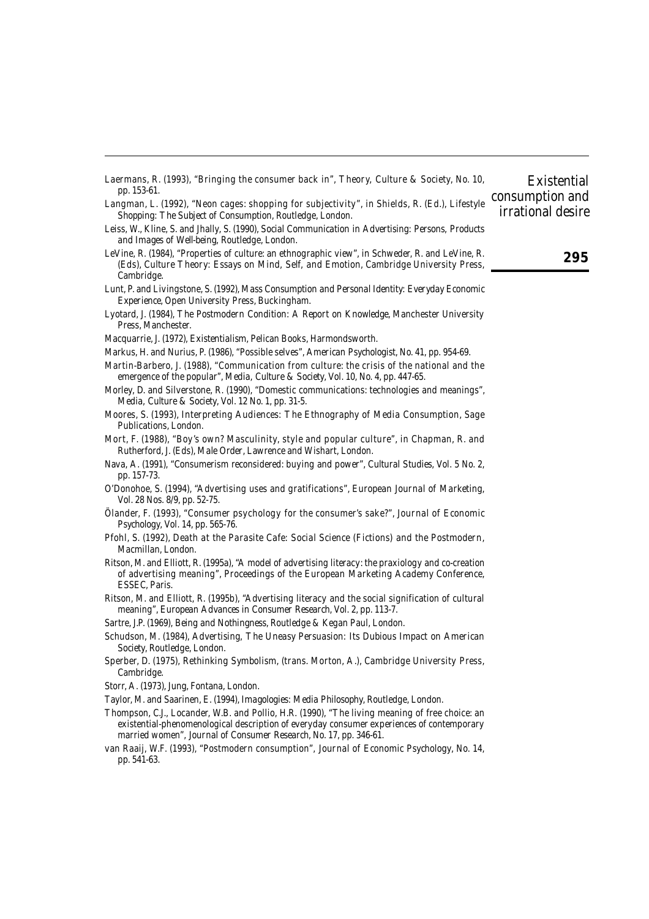Laermans, R. (1993), "Bringing the consumer back in", *Theory, Culture & Society*, No. 10, pp. 153-61.

Langman, L. (1992), "Neon cages: shopping for subjectivity", in Shields, R. (Ed.), *Lifestyle Shopping: The Subject of Consumption*, Routledge, London.

Leiss, W., Kline, S. and Jhally, S. (1990), *Social Communication in Advertising: Persons, Products and Images of Well-being*, Routledge, London.

LeVine, R. (1984), "Properties of culture: an ethnographic view", in Schweder, R. and LeVine, R. (Eds), *Culture Theory: Essays on Mind, Self, and Emotion*, Cambridge University Press, Cambridge.

Lunt, P. and Livingstone, S. (1992), *Mass Consumption and Personal Identity: Everyday Economic Experience*, Open University Press, Buckingham.

Lyotard, J. (1984), *The Postmodern Condition: A Report on Knowledge*, Manchester University Press, Manchester.

Macquarrie, J. (1972), *Existentialism*, Pelican Books, Harmondsworth.

Markus, H. and Nurius, P. (1986), "Possible selves", *American Psychologist*, No. 41, pp. 954-69.

Martin-Barbero, J. (1988), "Communication from culture: the crisis of the national and the emergence of the popular", *Media, Culture & Society*, Vol. 10, No. 4, pp. 447-65.

Morley, D. and Silverstone, R. (1990), "Domestic communications: technologies and meanings", *Media, Culture & Society*, Vol. 12 No. 1, pp. 31-5.

Moores, S. (1993), *Interpreting Audiences: The Ethnography of Media Consumption*, Sage Publications, London.

Mort, F. (1988), "Boy's own? Masculinity, style and popular culture", in Chapman, R. and Rutherford, J. (Eds), *Male Order*, Lawrence and Wishart, London.

Nava, A. (1991), "Consumerism reconsidered: buying and power", *Cultural Studies*, Vol. 5 No. 2, pp. 157-73.

O'Donohoe, S. (1994), "Advertising uses and gratifications", *European Journal of Marketing*, Vol. 28 Nos. 8/9, pp. 52-75.

Ölander, F. (1993), "Consumer psychology for the consumer's sake?", *Journal of Economic Psychology*, Vol. 14, pp. 565-76.

Pfohl, S. (1992), *Death at the Parasite Cafe: Social Science (Fictions) and the Postmodern*, Macmillan, London.

Ritson, M. and Elliott, R. (1995a), "A model of advertising literacy: the praxiology and co-creation of advertising meaning", *Proceedings of the European Marketing Academy Conference*, ESSEC, Paris.

Ritson, M. and Elliott, R. (1995b), "Advertising literacy and the social signification of cultural meaning", *European Advances in Consumer Research*, Vol. 2, pp. 113-7.

Sartre, J.P. (1969), *Being and Nothingness*, Routledge & Kegan Paul, London.

Schudson, M. (1984), *Advertising, The Uneasy Persuasion: Its Dubious Impact on American Society*, Routledge, London.

Sperber, D. (1975), *Rethinking Symbolism*, (trans. Morton, A.), Cambridge University Press, Cambridge.

Storr, A. (1973), *Jung*, Fontana, London.

Taylor, M. and Saarinen, E. (1994), *Imagologies: Media Philosophy*, Routledge, London.

Thompson, C.J., Locander, W.B. and Pollio, H.R. (1990), "The living meaning of free choice: an existential-phenomenological description of everyday consumer experiences of contemporary married women", *Journal of Consumer Research*, No. 17, pp. 346-61.

van Raaij, W.F. (1993), "Postmodern consumption", *Journal of Economic Psychology*, No. 14, pp. 541-63.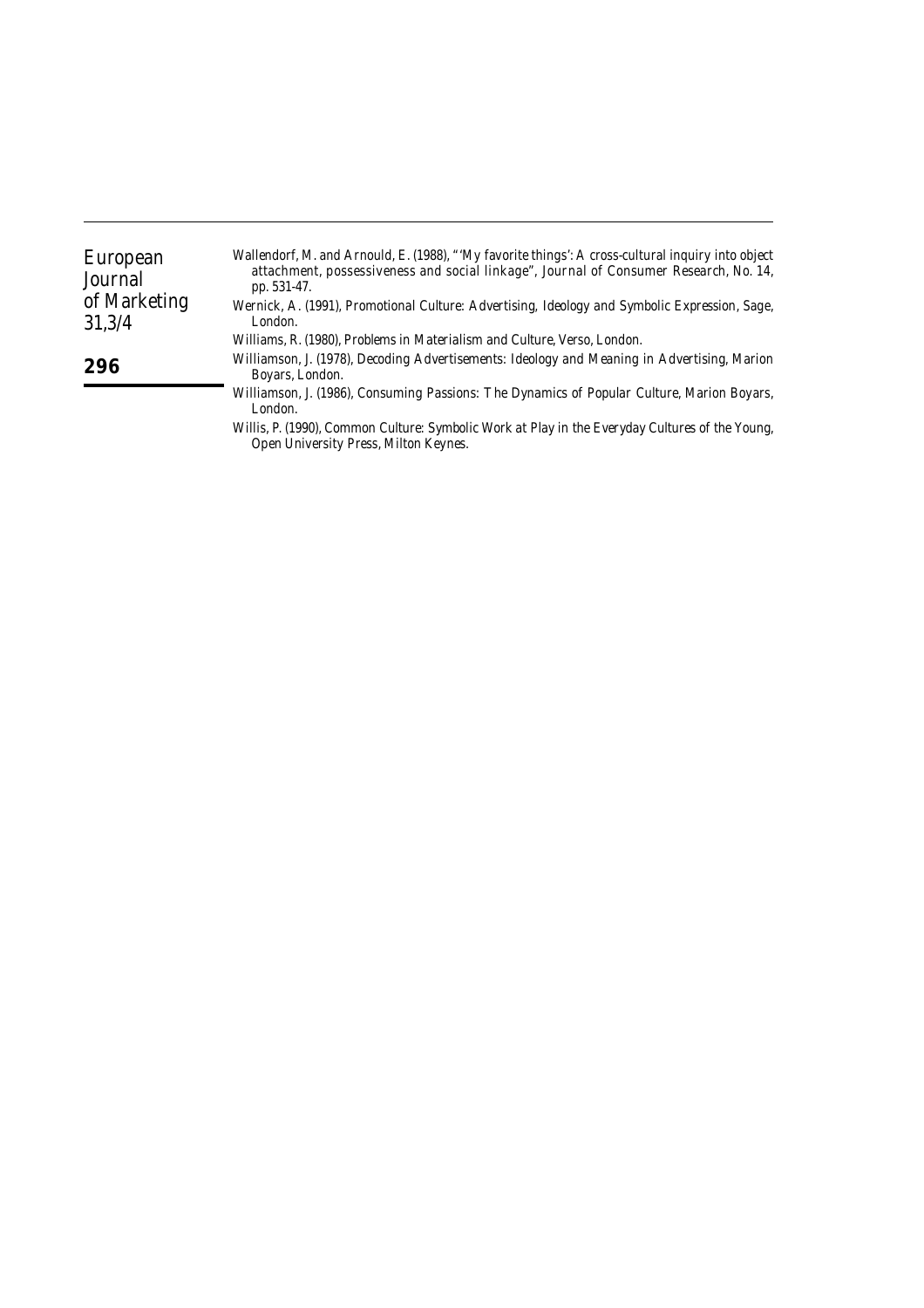Wallendorf, M. and Arnould, E. (1988), "'My favorite things': A cross-cultural inquiry into object attachment, possessiveness and social linkage", *Journal of Consumer Research*, No. 14, pp. 531-47.

Wernick, A. (1991), *Promotional Culture: Advertising, Ideology and Symbolic Expression*, Sage, London.

Williams, R. (1980), *Problems in Materialism and Culture*, Verso, London.

Williamson, J. (1978), *Decoding Advertisements: Ideology and Meaning in Advertising*, Marion Boyars, London.

Williamson, J. (1986), *Consuming Passions: The Dynamics of Popular Culture*, Marion Boyars, London.

Willis, P. (1990), *Common Culture: Symbolic Work at Play in the Everyday Cultures of the Young*, Open University Press, Milton Keynes.